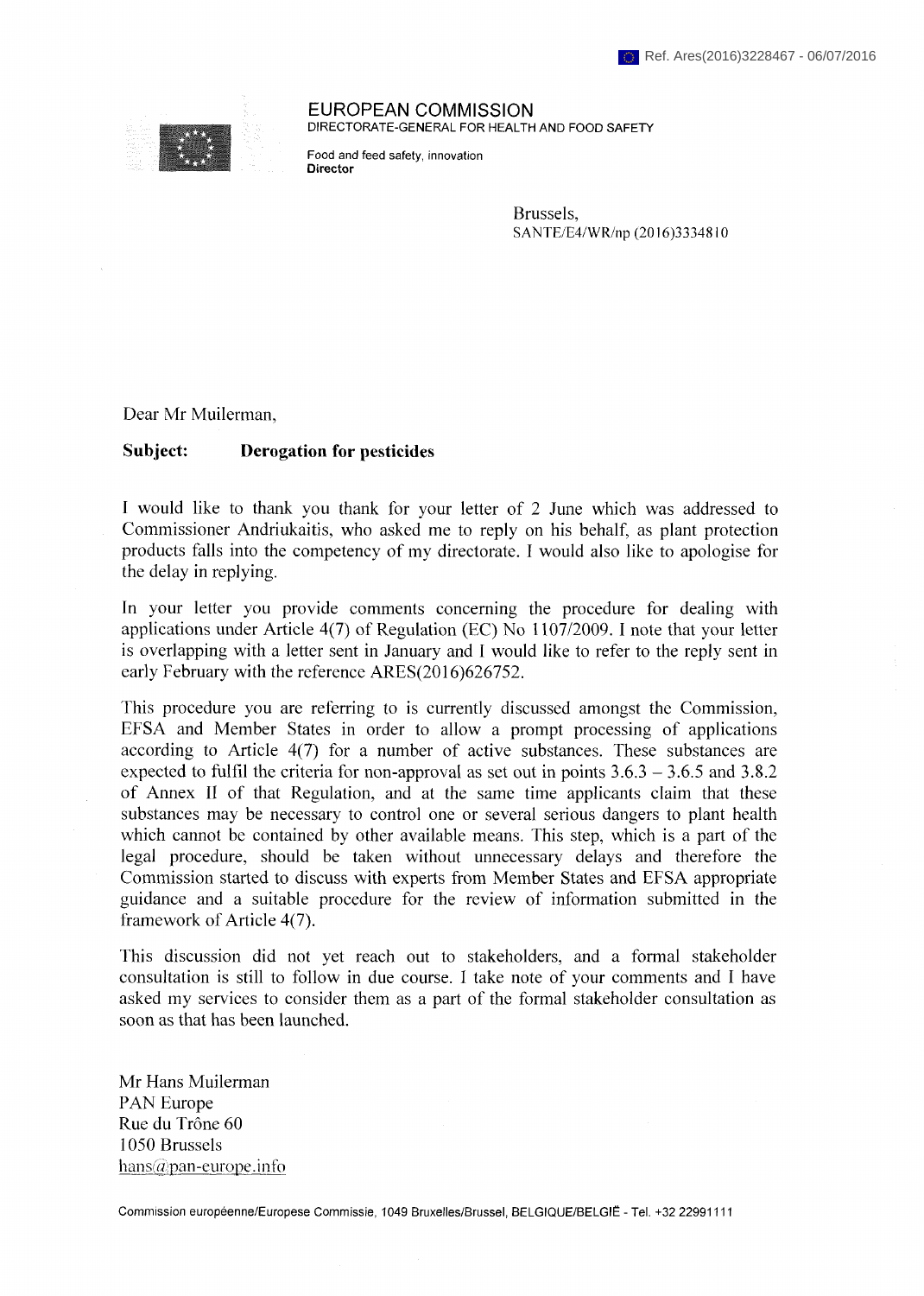Ref. Ares(2016)3228467 - 06/07/2016

EUROPEAN COMMISSION
DIRECTORATE-GENERAL FOR HEALTH AND FOOD SAFETY

Food and feed safety, innovation
**Director**

Brussels,
SANTE/E4/WR/np (2016)3334810

Dear Mr Muilerman,

**Subject: Derogation for pesticides**

I would like to thank you thank for your letter of 2 June which was addressed to Commissioner Andriukaitis, who asked me to reply on his behalf, as plant protection products falls into the competency of my directorate. I would also like to apologise for the delay in replying.

In your letter you provide comments concerning the procedure for dealing with applications under Article 4(7) of Regulation (EC) No 1107/2009. I note that your letter is overlapping with a letter sent in January and I would like to refer to the reply sent in early February with the reference ARES(2016)626752.

This procedure you are referring to is currently discussed amongst the Commission, EFSA and Member States in order to allow a prompt processing of applications according to Article 4(7) for a number of active substances. These substances are expected to fulfil the criteria for non-approval as set out in points 3.6.3 – 3.6.5 and 3.8.2 of Annex II of that Regulation, and at the same time applicants claim that these substances may be necessary to control one or several serious dangers to plant health which cannot be contained by other available means. This step, which is a part of the legal procedure, should be taken without unnecessary delays and therefore the Commission started to discuss with experts from Member States and EFSA appropriate guidance and a suitable procedure for the review of information submitted in the framework of Article 4(7).

This discussion did not yet reach out to stakeholders, and a formal stakeholder consultation is still to follow in due course. I take note of your comments and I have asked my services to consider them as a part of the formal stakeholder consultation as soon as that has been launched.

Mr Hans Muilerman
PAN Europe
Rue du Trône 60
1050 Brussels
hans@pan-europe.info

Commission européenne/Europese Commissie, 1049 Bruxelles/Brussel, BELGIQUE/BELGIË - Tel. +32 22991111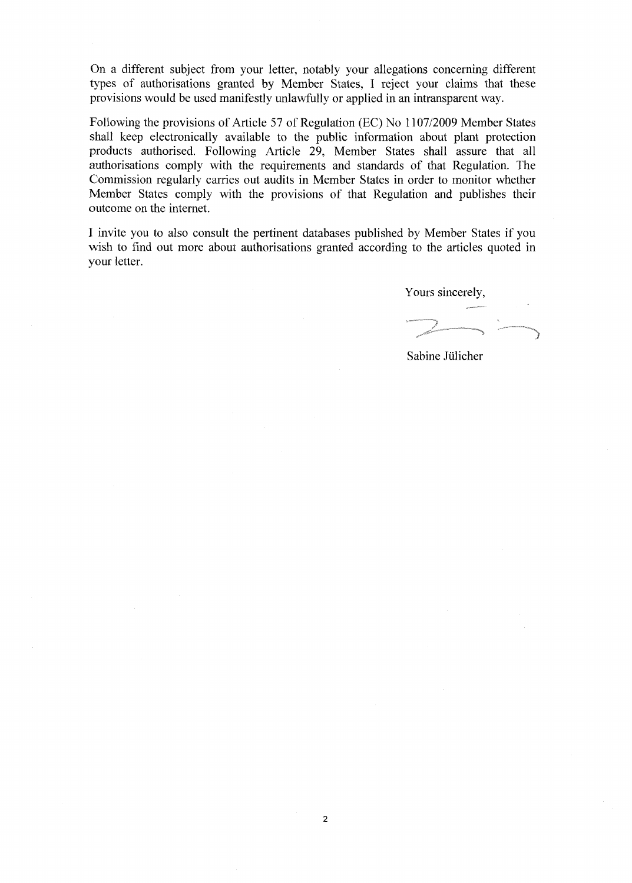On a different subject from your letter, notably your allegations concerning different types of authorisations granted by Member States, I reject your claims that these provisions would be used manifestly unlawfully or applied in an intransparent way.

Following the provisions of Article 57 of Regulation (EC) No 1107/2009 Member States shall keep electronically available to the public information about plant protection products authorised. Following Article 29, Member States shall assure that all authorisations comply with the requirements and standards of that Regulation. The Commission regularly carries out audits in Member States in order to monitor whether Member States comply with the provisions of that Regulation and publishes their outcome on the internet.

I invite you to also consult the pertinent databases published by Member States if you wish to find out more about authorisations granted according to the articles quoted in your letter.

Yours sincerely,

Sabine Jülicher